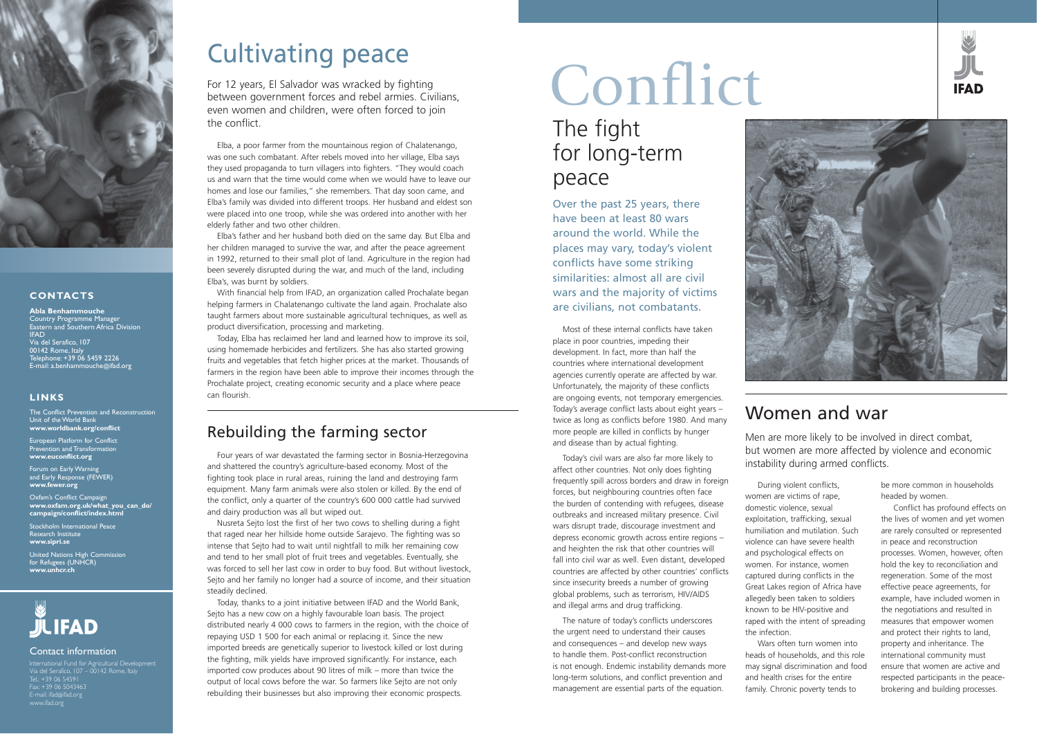# Conflict

## The fight for long-term peace

Over the past 25 years, there have been at least 80 wars around the world. While the places may vary, today's violent conflicts have some striking similarities: almost all are civil wars and the majority of victims are civilians, not combatants.

Most of these internal conflicts have taken place in poor countries, impeding their development. In fact, more than half the countries where international development agencies currently operate are affected by war. Unfortunately, the majority of these conflicts are ongoing events, not temporary emergencies. Today's average conflict lasts about eight years – twice as long as conflicts before 1980. And many more people are killed in conflicts by hunger and disease than by actual fighting.

Today's civil wars are also far more likely to affect other countries. Not only does fighting frequently spill across borders and draw in foreign forces, but neighbouring countries often face the burden of contending with refugees, disease outbreaks and increased military presence. Civil wars disrupt trade, discourage investment and depress economic growth across entire regions – and heighten the risk that other countries will fall into civil war as well. Even distant, developed countries are affected by other countries' conflicts since insecurity breeds a number of growing global problems, such as terrorism, HIV/AIDS and illegal arms and drug trafficking.

The nature of today's conflicts underscores the urgent need to understand their causes and consequences – and develop new ways to handle them. Post-conflict reconstruction is not enough. Endemic instability demands more long-term solutions, and conflict prevention and management are essential parts of the equation.

## Women and war

Men are more likely to be involved in direct combat, but women are more affected by violence and economic instability during armed conflicts.

During violent conflicts, women are victims of rape, domestic violence, sexual exploitation, trafficking, sexual humiliation and mutilation. Such violence can have severe health and psychological effects on women. For instance, women captured during conflicts in the Great Lakes region of Africa have allegedly been taken to soldiers known to be HIV-positive and raped with the intent of spreading the infection.

Wars often turn women into heads of households, and this role may signal discrimination and food and health crises for the entire family. Chronic poverty tends to be more common in households headed by women.

Conflict has profound effects on the lives of women and yet women are rarely consulted or represented in peace and reconstruction processes. Women, however, often hold the key to reconciliation and regeneration. Some of the most effective peace agreements, for example, have included women in the negotiations and resulted in measures that empower women and protect their rights to land, property and inheritance. The international community must ensure that women are active and respected participants in the peace-brokering and building processes.

## Cultivating peace

For 12 years, El Salvador was wracked by fighting between government forces and rebel armies. Civilians, even women and children, were often forced to join the conflict.

Elba, a poor farmer from the mountainous region of Chalatenango, was one such combatant. After rebels moved into her village, Elba says they used propaganda to turn villagers into fighters. "They would coach us and warn that the time would come when we would have to leave our homes and lose our families," she remembers. That day soon came, and Elba's family was divided into different troops. Her husband and eldest son were placed into one troop, while she was ordered into another with her elderly father and two other children.

Elba's father and her husband both died on the same day. But Elba and her children managed to survive the war, and after the peace agreement in 1992, returned to their small plot of land. Agriculture in the region had been severely disrupted during the war, and much of the land, including Elba's, was burnt by soldiers.

With financial help from IFAD, an organization called Prochalate began helping farmers in Chalatenango cultivate the land again. Prochalate also taught farmers about more sustainable agricultural techniques, as well as product diversification, processing and marketing.

Today, Elba has reclaimed her land and learned how to improve its soil, using homemade herbicides and fertilizers. She has also started growing fruits and vegetables that fetch higher prices at the market. Thousands of farmers in the region have been able to improve their incomes through the Prochalate project, creating economic security and a place where peace can flourish.

## Rebuilding the farming sector

Four years of war devastated the farming sector in Bosnia-Herzegovina and shattered the country's agriculture-based economy. Most of the fighting took place in rural areas, ruining the land and destroying farm equipment. Many farm animals were also stolen or killed. By the end of the conflict, only a quarter of the country's 600 000 cattle had survived and dairy production was all but wiped out.

Nusreta Sejto lost the first of her two cows to shelling during a fight that raged near her hillside home outside Sarajevo. The fighting was so intense that Sejto had to wait until nightfall to milk her remaining cow and tend to her small plot of fruit trees and vegetables. Eventually, she was forced to sell her last cow in order to buy food. But without livestock, Sejto and her family no longer had a source of income, and their situation steadily declined.

Today, thanks to a joint initiative between IFAD and the World Bank, Sejto has a new cow on a highly favourable loan basis. The project distributed nearly 4 000 cows to farmers in the region, with the choice of repaying USD 1 500 for each animal or replacing it. Since the new imported breeds are genetically superior to livestock killed or lost during the fighting, milk yields have improved significantly. For instance, each imported cow produces about 90 litres of milk – more than twice the output of local cows before the war. So farmers like Sejto are not only rebuilding their businesses but also improving their economic prospects.

### CONTACTS

**Abla Benhammouche**
Country Programme Manager
Eastern and Southern Africa Division
IFAD
Via del Serafico, 107
00142 Rome, Italy
Telephone: +39 06 5459 2226
E-mail: a.benhammouche@ifad.org

### LINKS

The Conflict Prevention and Reconstruction Unit of the World Bank
**www.worldbank.org/conflict**

European Platform for Conflict Prevention and Transformation
**www.euconflict.org**

Forum on Early Warning and Early Response (FEWER)
**www.fewer.org**

Oxfam's Conflict Campaign
**www.oxfam.org.uk/what_you_can_do/campaign/conflict/index.html**

Stockholm International Peace Research Institute
**www.sipri.se**

United Nations High Commission for Refugees (UNHCR)
**www.unhcr.ch**

IFAD

Contact information

International Fund for Agricultural Development
Via del Serafico, 107 – 00142 Rome, Italy
Tel.: +39 06 54591
Fax: +39 06 5043463
E-mail: ifad@ifad.org
www.ifad.org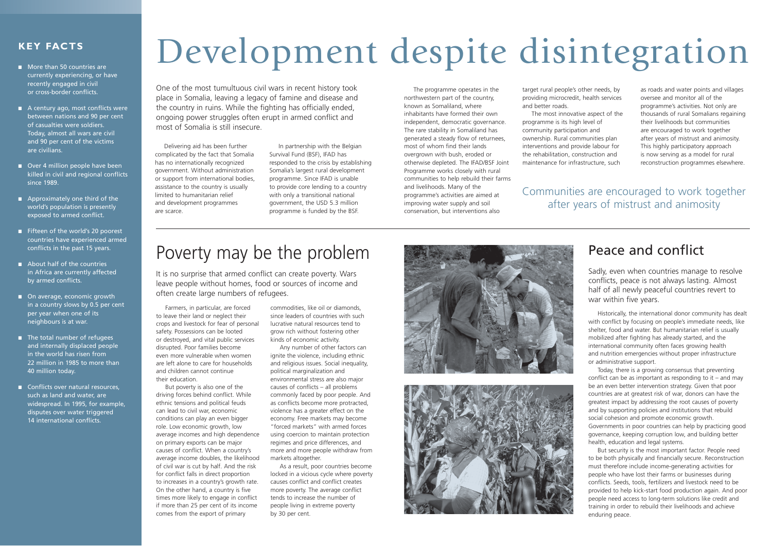# Development despite disintegration

## KEY FACTS

- More than 50 countries are currently experiencing, or have recently engaged in civil or cross-border conflicts.
- A century ago, most conflicts were between nations and 90 per cent of casualties were soldiers. Today, almost all wars are civil and 90 per cent of the victims are civilians.
- Over 4 million people have been killed in civil and regional conflicts since 1989.
- Approximately one third of the world's population is presently exposed to armed conflict.
- Fifteen of the world's 20 poorest countries have experienced armed conflicts in the past 15 years.
- About half of the countries in Africa are currently affected by armed conflicts.
- On average, economic growth in a country slows by 0.5 per cent per year when one of its neighbours is at war.
- The total number of refugees and internally displaced people in the world has risen from 22 million in 1985 to more than 40 million today.
- Conflicts over natural resources, such as land and water, are widespread. In 1995, for example, disputes over water triggered 14 international conflicts.

One of the most tumultuous civil wars in recent history took place in Somalia, leaving a legacy of famine and disease and the country in ruins. While the fighting has officially ended, ongoing power struggles often erupt in armed conflict and most of Somalia is still insecure.

Delivering aid has been further complicated by the fact that Somalia has no internationally recognized government. Without administration or support from international bodies, assistance to the country is usually limited to humanitarian relief and development programmes are scarce.

In partnership with the Belgian Survival Fund (BSF), IFAD has responded to the crisis by establishing Somalia's largest rural development programme. Since IFAD is unable to provide core lending to a country with only a transitional national government, the USD 5.3 million programme is funded by the BSF.

The programme operates in the northwestern part of the country, known as Somaliland, where inhabitants have formed their own independent, democratic governance. The rare stability in Somaliland has generated a steady flow of returnees, most of whom find their lands overgrown with bush, eroded or otherwise depleted. The IFAD/BSF Joint Programme works closely with rural communities to help rebuild their farms and livelihoods. Many of the programme's activities are aimed at improving water supply and soil conservation, but interventions also target rural people's other needs, by providing microcredit, health services and better roads.

The most innovative aspect of the programme is its high level of community participation and ownership. Rural communities plan interventions and provide labour for the rehabilitation, construction and maintenance for infrastructure, such as roads and water points and villages oversee and monitor all of the programme's activities. Not only are thousands of rural Somalians regaining their livelihoods but communities are encouraged to work together after years of mistrust and animosity. This highly participatory approach is now serving as a model for rural reconstruction programmes elsewhere.

Communities are encouraged to work together after years of mistrust and animosity

## Poverty may be the problem

It is no surprise that armed conflict can create poverty. Wars leave people without homes, food or sources of income and often create large numbers of refugees.

Farmers, in particular, are forced to leave their land or neglect their crops and livestock for fear of personal safety. Possessions can be looted or destroyed, and vital public services disrupted. Poor families become even more vulnerable when women are left alone to care for households and children cannot continue their education.

But poverty is also one of the driving forces behind conflict. While ethnic tensions and political feuds can lead to civil war, economic conditions can play an even bigger role. Low economic growth, low average incomes and high dependence on primary exports can be major causes of conflict. When a country's average income doubles, the likelihood of civil war is cut by half. And the risk for conflict falls in direct proportion to increases in a country's growth rate. On the other hand, a country is five times more likely to engage in conflict if more than 25 per cent of its income comes from the export of primary commodities, like oil or diamonds, since leaders of countries with such lucrative natural resources tend to grow rich without fostering other kinds of economic activity.

Any number of other factors can ignite the violence, including ethnic and religious issues. Social inequality, political marginalization and environmental stress are also major causes of conflicts – all problems commonly faced by poor people. And as conflicts become more protracted, violence has a greater effect on the economy. Free markets may become "forced markets" with armed forces using coercion to maintain protection regimes and price differences, and more and more people withdraw from markets altogether.

As a result, poor countries become locked in a vicious cycle where poverty causes conflict and conflict creates more poverty. The average conflict tends to increase the number of people living in extreme poverty by 30 per cent.

## Peace and conflict

Sadly, even when countries manage to resolve conflicts, peace is not always lasting. Almost half of all newly peaceful countries revert to war within five years.

Historically, the international donor community has dealt with conflict by focusing on people's immediate needs, like shelter, food and water. But humanitarian relief is usually mobilized after fighting has already started, and the international community often faces growing health and nutrition emergencies without proper infrastructure or administrative support.

Today, there is a growing consensus that preventing conflict can be as important as responding to it – and may be an even better intervention strategy. Given that poor countries are at greatest risk of war, donors can have the greatest impact by addressing the root causes of poverty and by supporting policies and institutions that rebuild social cohesion and promote economic growth. Governments in poor countries can help by practicing good governance, keeping corruption low, and building better health, education and legal systems.

But security is the most important factor. People need to be both physically and financially secure. Reconstruction must therefore include income-generating activities for people who have lost their farms or businesses during conflicts. Seeds, tools, fertilizers and livestock need to be provided to help kick-start food production again. And poor people need access to long-term solutions like credit and training in order to rebuild their livelihoods and achieve enduring peace.